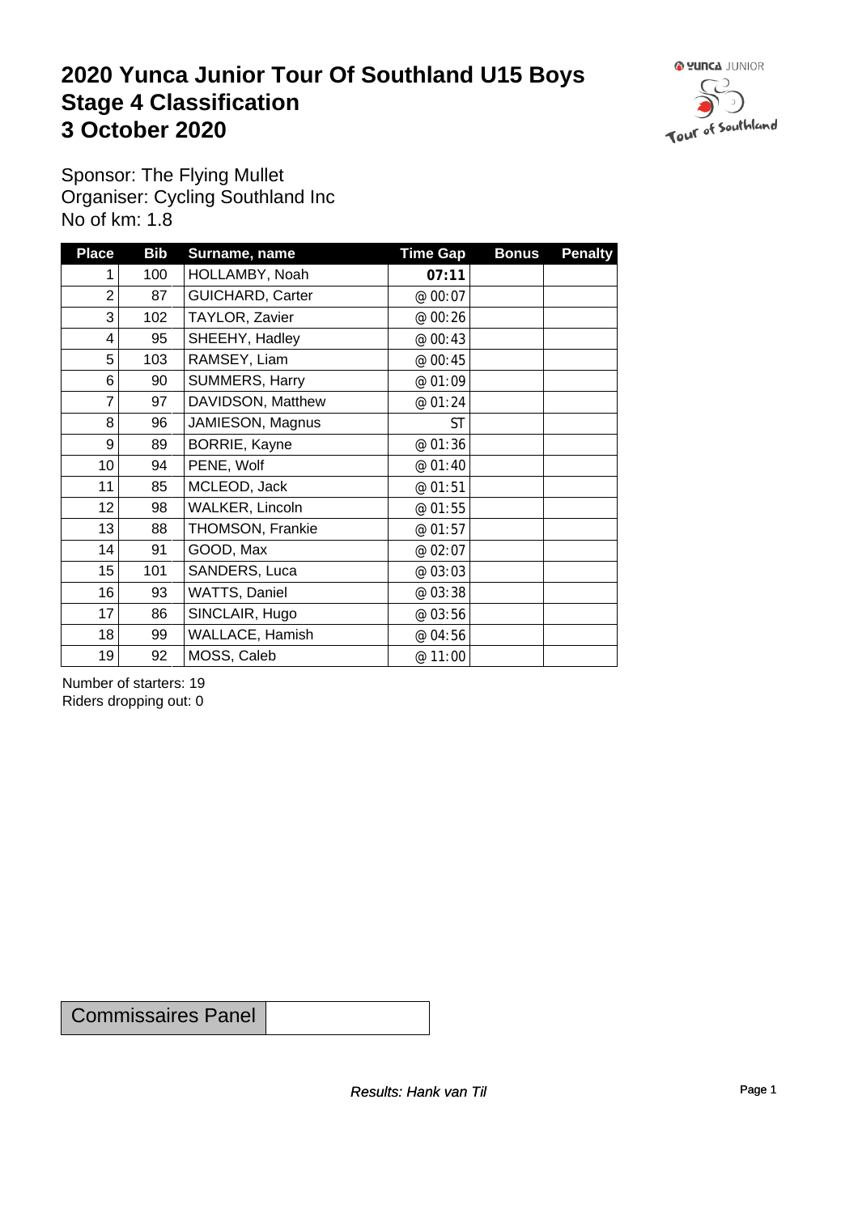# 2020 Yunca Junior Tour Of Southland U15 Boys
# Stage 4 Classification
# 3 October 2020

Sponsor: The Flying Mullet
Organiser: Cycling Southland Inc
No of km: 1.8

| Place | Bib | Surname, name | Time Gap | Bonus | Penalty |
|---|---|---|---|---|---|
| 1 | 100 | HOLLAMBY, Noah | **07:11** | | |
| 2 | 87 | GUICHARD, Carter | @ 00:07 | | |
| 3 | 102 | TAYLOR, Zavier | @ 00:26 | | |
| 4 | 95 | SHEEHY, Hadley | @ 00:43 | | |
| 5 | 103 | RAMSEY, Liam | @ 00:45 | | |
| 6 | 90 | SUMMERS, Harry | @ 01:09 | | |
| 7 | 97 | DAVIDSON, Matthew | @ 01:24 | | |
| 8 | 96 | JAMIESON, Magnus | ST | | |
| 9 | 89 | BORRIE, Kayne | @ 01:36 | | |
| 10 | 94 | PENE, Wolf | @ 01:40 | | |
| 11 | 85 | MCLEOD, Jack | @ 01:51 | | |
| 12 | 98 | WALKER, Lincoln | @ 01:55 | | |
| 13 | 88 | THOMSON, Frankie | @ 01:57 | | |
| 14 | 91 | GOOD, Max | @ 02:07 | | |
| 15 | 101 | SANDERS, Luca | @ 03:03 | | |
| 16 | 93 | WATTS, Daniel | @ 03:38 | | |
| 17 | 86 | SINCLAIR, Hugo | @ 03:56 | | |
| 18 | 99 | WALLACE, Hamish | @ 04:56 | | |
| 19 | 92 | MOSS, Caleb | @ 11:00 | | |

Number of starters: 19
Riders dropping out: 0

| Commissaires Panel | |
|---|---|

*Results: Hank van Til*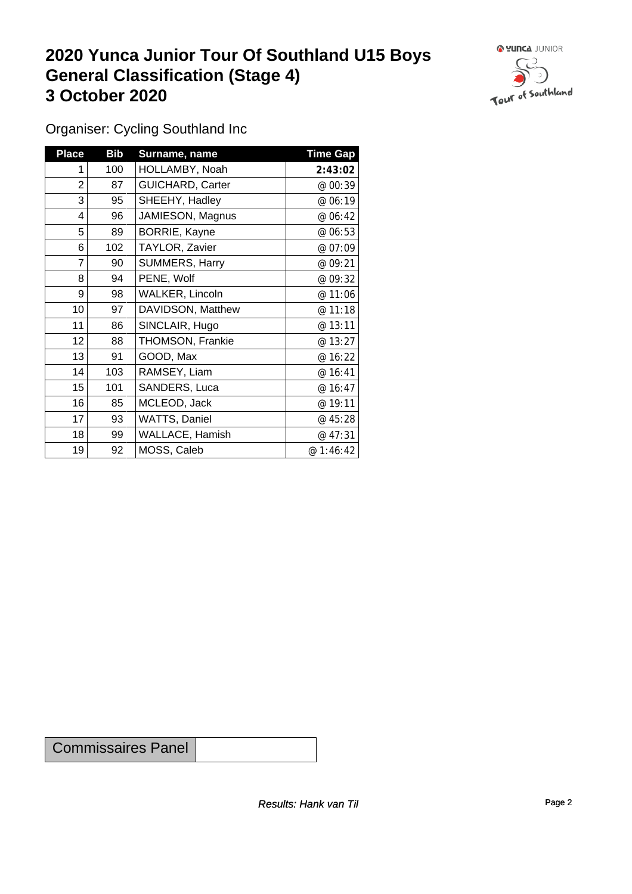# 2020 Yunca Junior Tour Of Southland U15 Boys General Classification (Stage 4) 3 October 2020

Organiser: Cycling Southland Inc

| Place | Bib | Surname, name | Time Gap |
|---|---|---|---|
| 1 | 100 | HOLLAMBY, Noah | **2:43:02** |
| 2 | 87 | GUICHARD, Carter | @ 00:39 |
| 3 | 95 | SHEEHY, Hadley | @ 06:19 |
| 4 | 96 | JAMIESON, Magnus | @ 06:42 |
| 5 | 89 | BORRIE, Kayne | @ 06:53 |
| 6 | 102 | TAYLOR, Zavier | @ 07:09 |
| 7 | 90 | SUMMERS, Harry | @ 09:21 |
| 8 | 94 | PENE, Wolf | @ 09:32 |
| 9 | 98 | WALKER, Lincoln | @ 11:06 |
| 10 | 97 | DAVIDSON, Matthew | @ 11:18 |
| 11 | 86 | SINCLAIR, Hugo | @ 13:11 |
| 12 | 88 | THOMSON, Frankie | @ 13:27 |
| 13 | 91 | GOOD, Max | @ 16:22 |
| 14 | 103 | RAMSEY, Liam | @ 16:41 |
| 15 | 101 | SANDERS, Luca | @ 16:47 |
| 16 | 85 | MCLEOD, Jack | @ 19:11 |
| 17 | 93 | WATTS, Daniel | @ 45:28 |
| 18 | 99 | WALLACE, Hamish | @ 47:31 |
| 19 | 92 | MOSS, Caleb | @ 1:46:42 |

| Commissaires Panel | |
|---|---|

*Results: Hank van Til*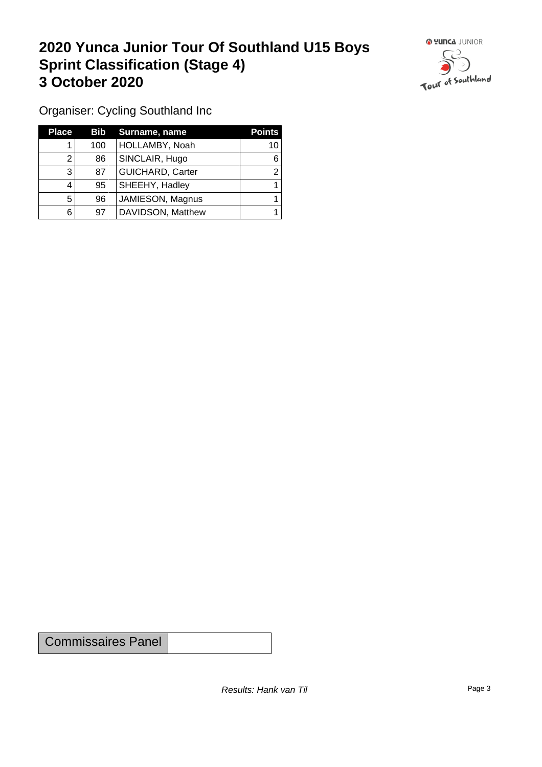# 2020 Yunca Junior Tour Of Southland U15 Boys Sprint Classification (Stage 4) 3 October 2020

Organiser: Cycling Southland Inc

| Place | Bib | Surname, name | Points |
|---|---|---|---|
| 1 | 100 | HOLLAMBY, Noah | 10 |
| 2 | 86 | SINCLAIR, Hugo | 6 |
| 3 | 87 | GUICHARD, Carter | 2 |
| 4 | 95 | SHEEHY, Hadley | 1 |
| 5 | 96 | JAMIESON, Magnus | 1 |
| 6 | 97 | DAVIDSON, Matthew | 1 |

| Commissaires Panel | |
|---|---|

*Results: Hank van Til*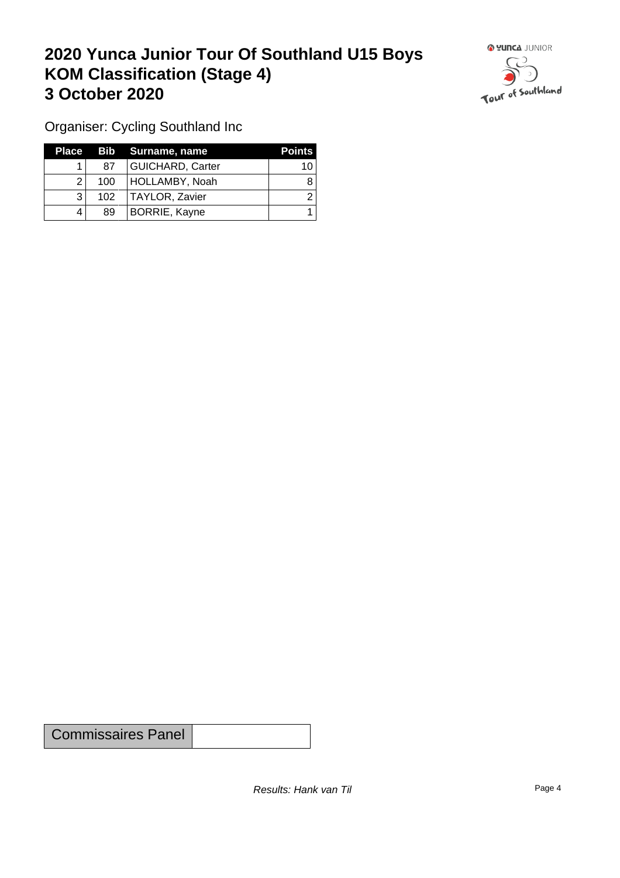# 2020 Yunca Junior Tour Of Southland U15 Boys KOM Classification (Stage 4) 3 October 2020

Organiser: Cycling Southland Inc

| Place | Bib | Surname, name | Points |
|---|---|---|---|
| 1 | 87 | GUICHARD, Carter | 10 |
| 2 | 100 | HOLLAMBY, Noah | 8 |
| 3 | 102 | TAYLOR, Zavier | 2 |
| 4 | 89 | BORRIE, Kayne | 1 |

| Commissaires Panel | |
|---|---|

*Results: Hank van Til*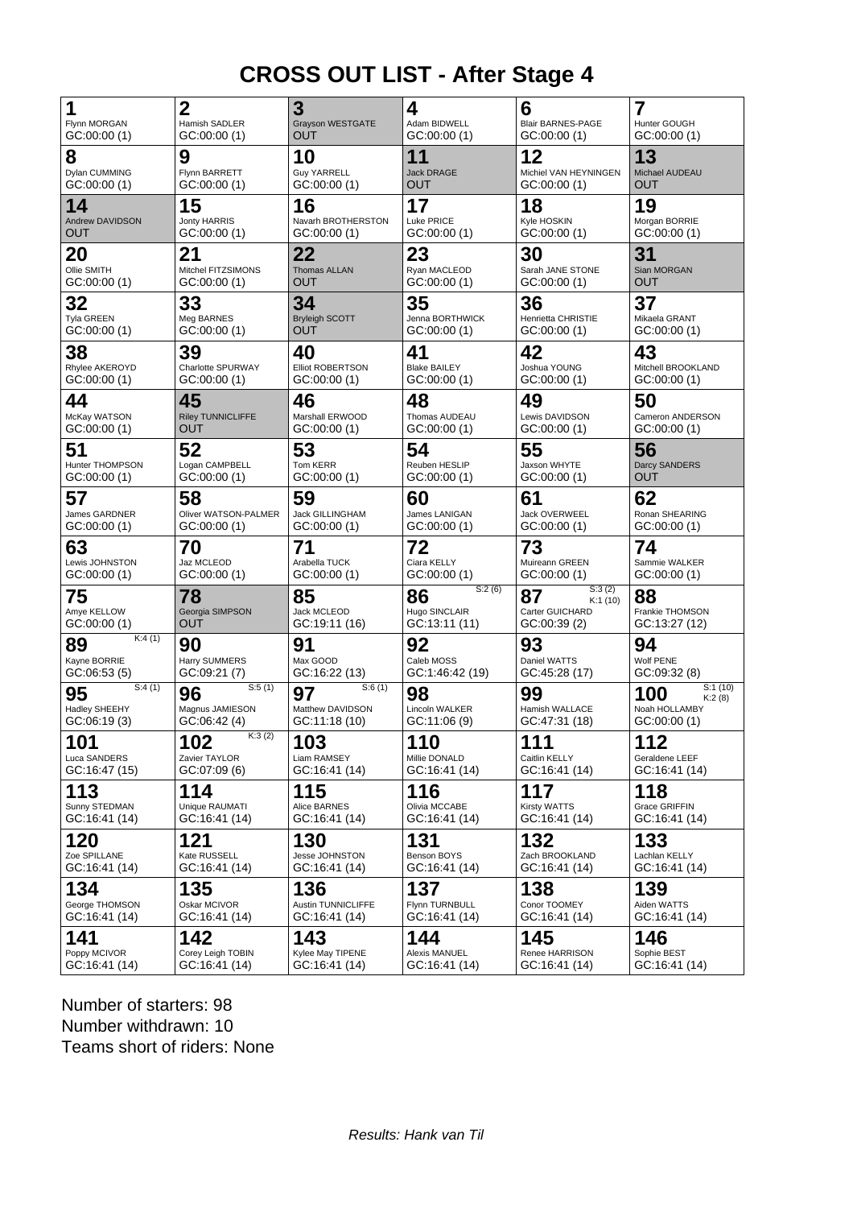# CROSS OUT LIST - After Stage 4

| | | | | | |
|---|---|---|---|---|---|
| **1** Flynn MORGAN GC:00:00 (1) | **2** Hamish SADLER GC:00:00 (1) | **3** Grayson WESTGATE OUT | **4** Adam BIDWELL GC:00:00 (1) | **6** Blair BARNES-PAGE GC:00:00 (1) | **7** Hunter GOUGH GC:00:00 (1) |
| **8** Dylan CUMMING GC:00:00 (1) | **9** Flynn BARRETT GC:00:00 (1) | **10** Guy YARRELL GC:00:00 (1) | **11** Jack DRAGE OUT | **12** Michiel VAN HEYNINGEN GC:00:00 (1) | **13** Michael AUDEAU OUT |
| **14** Andrew DAVIDSON OUT | **15** Jonty HARRIS GC:00:00 (1) | **16** Navarh BROTHERSTON GC:00:00 (1) | **17** Luke PRICE GC:00:00 (1) | **18** Kyle HOSKIN GC:00:00 (1) | **19** Morgan BORRIE GC:00:00 (1) |
| **20** Ollie SMITH GC:00:00 (1) | **21** Mitchel FITZSIMONS GC:00:00 (1) | **22** Thomas ALLAN OUT | **23** Ryan MACLEOD GC:00:00 (1) | **30** Sarah JANE STONE GC:00:00 (1) | **31** Sian MORGAN OUT |
| **32** Tyla GREEN GC:00:00 (1) | **33** Meg BARNES GC:00:00 (1) | **34** Bryleigh SCOTT OUT | **35** Jenna BORTHWICK GC:00:00 (1) | **36** Henrietta CHRISTIE GC:00:00 (1) | **37** Mikaela GRANT GC:00:00 (1) |
| **38** Rhylee AKEROYD GC:00:00 (1) | **39** Charlotte SPURWAY GC:00:00 (1) | **40** Elliot ROBERTSON GC:00:00 (1) | **41** Blake BAILEY GC:00:00 (1) | **42** Joshua YOUNG GC:00:00 (1) | **43** Mitchell BROOKLAND GC:00:00 (1) |
| **44** McKay WATSON GC:00:00 (1) | **45** Riley TUNNICLIFFE OUT | **46** Marshall ERWOOD GC:00:00 (1) | **48** Thomas AUDEAU GC:00:00 (1) | **49** Lewis DAVIDSON GC:00:00 (1) | **50** Cameron ANDERSON GC:00:00 (1) |
| **51** Hunter THOMPSON GC:00:00 (1) | **52** Logan CAMPBELL GC:00:00 (1) | **53** Tom KERR GC:00:00 (1) | **54** Reuben HESLIP GC:00:00 (1) | **55** Jaxson WHYTE GC:00:00 (1) | **56** Darcy SANDERS OUT |
| **57** James GARDNER GC:00:00 (1) | **58** Oliver WATSON-PALMER GC:00:00 (1) | **59** Jack GILLINGHAM GC:00:00 (1) | **60** James LANIGAN GC:00:00 (1) | **61** Jack OVERWEEL GC:00:00 (1) | **62** Ronan SHEARING GC:00:00 (1) |
| **63** Lewis JOHNSTON GC:00:00 (1) | **70** Jaz MCLEOD GC:00:00 (1) | **71** Arabella TUCK GC:00:00 (1) | **72** Ciara KELLY GC:00:00 (1) | **73** Muireann GREEN GC:00:00 (1) | **74** Sammie WALKER GC:00:00 (1) |
| **75** Amye KELLOW GC:00:00 (1) | **78** Georgia SIMPSON OUT | **85** Jack MCLEOD GC:19:11 (16) | **86** S:2 (6) Hugo SINCLAIR GC:13:11 (11) | **87** S:3 (2) K:1 (10) Carter GUICHARD GC:00:39 (2) | **88** Frankie THOMSON GC:13:27 (12) |
| **89** K:4 (1) Kayne BORRIE GC:06:53 (5) | **90** Harry SUMMERS GC:09:21 (7) | **91** Max GOOD GC:16:22 (13) | **92** Caleb MOSS GC:1:46:42 (19) | **93** Daniel WATTS GC:45:28 (17) | **94** Wolf PENE GC:09:32 (8) |
| **95** S:4 (1) Hadley SHEEHY GC:06:19 (3) | **96** S:5 (1) Magnus JAMIESON GC:06:42 (4) | **97** S:6 (1) Matthew DAVIDSON GC:11:18 (10) | **98** Lincoln WALKER GC:11:06 (9) | **99** Hamish WALLACE GC:47:31 (18) | **100** S:1 (10) K:2 (8) Noah HOLLAMBY GC:00:00 (1) |
| **101** Luca SANDERS GC:16:47 (15) | **102** K:3 (2) Zavier TAYLOR GC:07:09 (6) | **103** Liam RAMSEY GC:16:41 (14) | **110** Millie DONALD GC:16:41 (14) | **111** Caitlin KELLY GC:16:41 (14) | **112** Geraldene LEEF GC:16:41 (14) |
| **113** Sunny STEDMAN GC:16:41 (14) | **114** Unique RAUMATI GC:16:41 (14) | **115** Alice BARNES GC:16:41 (14) | **116** Olivia MCCABE GC:16:41 (14) | **117** Kirsty WATTS GC:16:41 (14) | **118** Grace GRIFFIN GC:16:41 (14) |
| **120** Zoe SPILLANE GC:16:41 (14) | **121** Kate RUSSELL GC:16:41 (14) | **130** Jesse JOHNSTON GC:16:41 (14) | **131** Benson BOYS GC:16:41 (14) | **132** Zach BROOKLAND GC:16:41 (14) | **133** Lachlan KELLY GC:16:41 (14) |
| **134** George THOMSON GC:16:41 (14) | **135** Oskar MCIVOR GC:16:41 (14) | **136** Austin TUNNICLIFFE GC:16:41 (14) | **137** Flynn TURNBULL GC:16:41 (14) | **138** Conor TOOMEY GC:16:41 (14) | **139** Aiden WATTS GC:16:41 (14) |
| **141** Poppy MCIVOR GC:16:41 (14) | **142** Corey Leigh TOBIN GC:16:41 (14) | **143** Kylee May TIPENE GC:16:41 (14) | **144** Alexis MANUEL GC:16:41 (14) | **145** Renee HARRISON GC:16:41 (14) | **146** Sophie BEST GC:16:41 (14) |

Number of starters: 98
Number withdrawn: 10
Teams short of riders: None

*Results: Hank van Til*